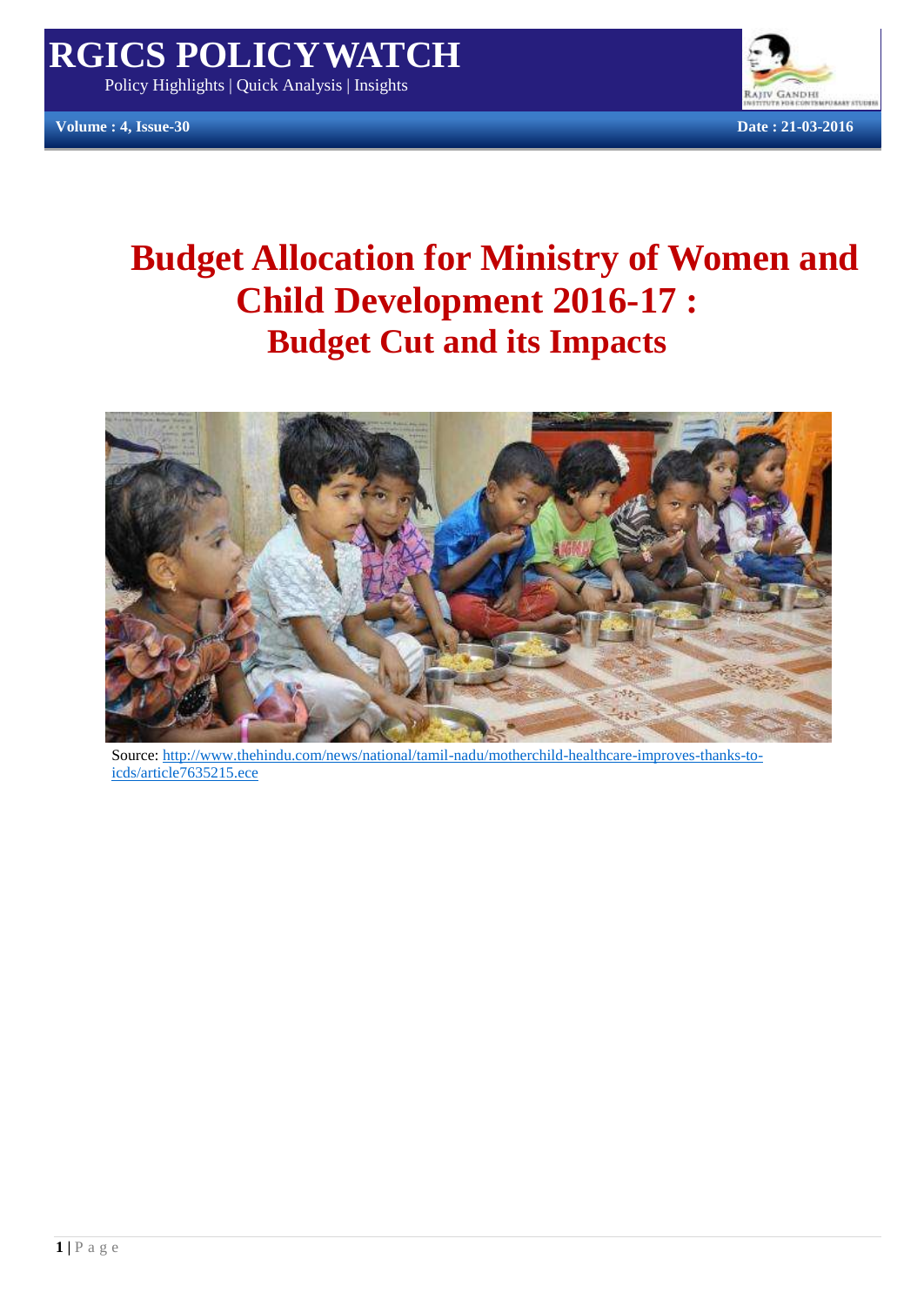# RGICS POLICYWATCH

Policy Highlights | Quick Analysis | Insights

**Volume : 4, Issue-30** **Date : 21-03-2016**

# Budget Allocation for Ministry of Women and Child Development 2016-17 : Budget Cut and its Impacts

Source: http://www.thehindu.com/news/national/tamil-nadu/motherchild-healthcare-improves-thanks-to-icds/article7635215.ece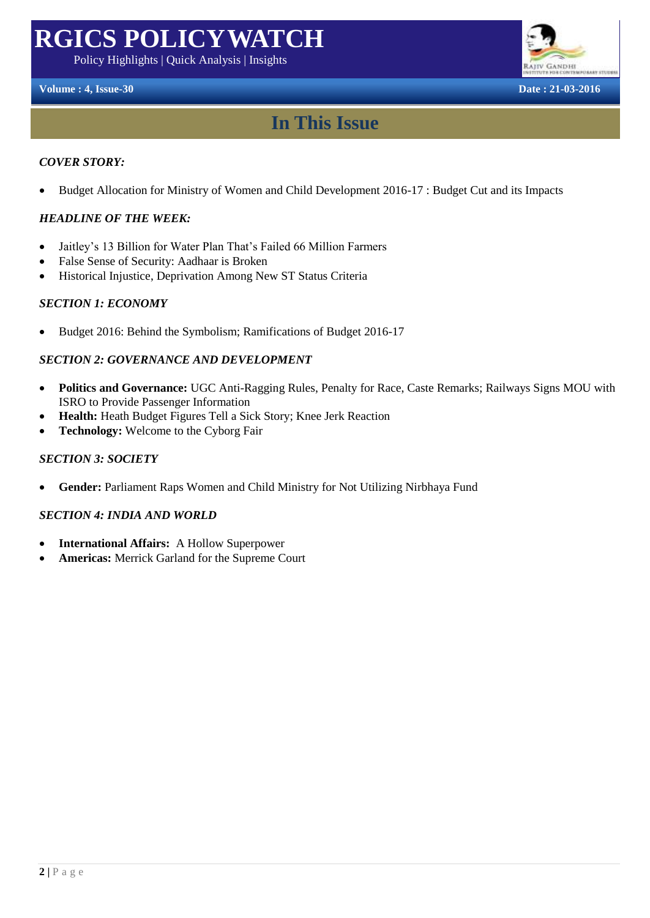# In This Issue

***COVER STORY:***

- Budget Allocation for Ministry of Women and Child Development 2016-17 : Budget Cut and its Impacts

***HEADLINE OF THE WEEK:***

- Jaitley's 13 Billion for Water Plan That's Failed 66 Million Farmers
- False Sense of Security: Aadhaar is Broken
- Historical Injustice, Deprivation Among New ST Status Criteria

***SECTION 1: ECONOMY***

- Budget 2016: Behind the Symbolism; Ramifications of Budget 2016-17

***SECTION 2: GOVERNANCE AND DEVELOPMENT***

- **Politics and Governance:** UGC Anti-Ragging Rules, Penalty for Race, Caste Remarks; Railways Signs MOU with ISRO to Provide Passenger Information
- **Health:** Heath Budget Figures Tell a Sick Story; Knee Jerk Reaction
- **Technology:** Welcome to the Cyborg Fair

***SECTION 3: SOCIETY***

- **Gender:** Parliament Raps Women and Child Ministry for Not Utilizing Nirbhaya Fund

***SECTION 4: INDIA AND WORLD***

- **International Affairs:** A Hollow Superpower
- **Americas:** Merrick Garland for the Supreme Court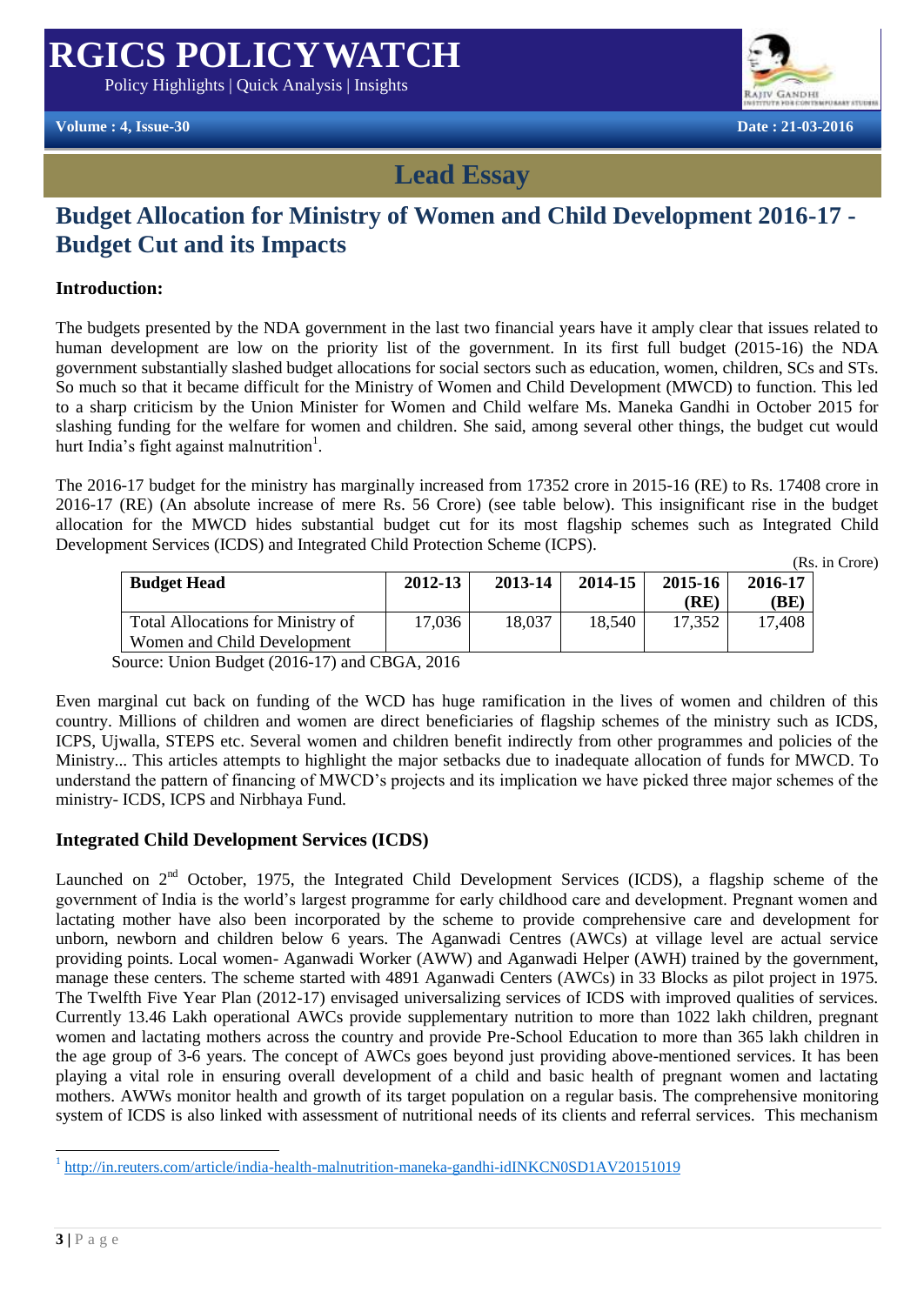# RGICS POLICYWATCH

Policy Highlights | Quick Analysis | Insights

Volume : 4, Issue-30 Date : 21-03-2016

## Lead Essay

## Budget Allocation for Ministry of Women and Child Development 2016-17 - Budget Cut and its Impacts

### Introduction:

The budgets presented by the NDA government in the last two financial years have it amply clear that issues related to human development are low on the priority list of the government. In its first full budget (2015-16) the NDA government substantially slashed budget allocations for social sectors such as education, women, children, SCs and STs. So much so that it became difficult for the Ministry of Women and Child Development (MWCD) to function. This led to a sharp criticism by the Union Minister for Women and Child welfare Ms. Maneka Gandhi in October 2015 for slashing funding for the welfare for women and children. She said, among several other things, the budget cut would hurt India's fight against malnutrition[1].

The 2016-17 budget for the ministry has marginally increased from 17352 crore in 2015-16 (RE) to Rs. 17408 crore in 2016-17 (RE) (An absolute increase of mere Rs. 56 Crore) (see table below). This insignificant rise in the budget allocation for the MWCD hides substantial budget cut for its most flagship schemes such as Integrated Child Development Services (ICDS) and Integrated Child Protection Scheme (ICPS).

(Rs. in Crore)

| Budget Head | 2012-13 | 2013-14 | 2014-15 | 2015-16 (RE) | 2016-17 (BE) |
|---|---|---|---|---|---|
| Total Allocations for Ministry of Women and Child Development | 17,036 | 18,037 | 18,540 | 17,352 | 17,408 |

Source: Union Budget (2016-17) and CBGA, 2016

Even marginal cut back on funding of the WCD has huge ramification in the lives of women and children of this country. Millions of children and women are direct beneficiaries of flagship schemes of the ministry such as ICDS, ICPS, Ujwalla, STEPS etc. Several women and children benefit indirectly from other programmes and policies of the Ministry... This articles attempts to highlight the major setbacks due to inadequate allocation of funds for MWCD. To understand the pattern of financing of MWCD's projects and its implication we have picked three major schemes of the ministry- ICDS, ICPS and Nirbhaya Fund.

### Integrated Child Development Services (ICDS)

Launched on 2nd October, 1975, the Integrated Child Development Services (ICDS), a flagship scheme of the government of India is the world's largest programme for early childhood care and development. Pregnant women and lactating mother have also been incorporated by the scheme to provide comprehensive care and development for unborn, newborn and children below 6 years. The Aganwadi Centres (AWCs) at village level are actual service providing points. Local women- Aganwadi Worker (AWW) and Aganwadi Helper (AWH) trained by the government, manage these centers. The scheme started with 4891 Aganwadi Centers (AWCs) in 33 Blocks as pilot project in 1975. The Twelfth Five Year Plan (2012-17) envisaged universalizing services of ICDS with improved qualities of services. Currently 13.46 Lakh operational AWCs provide supplementary nutrition to more than 1022 lakh children, pregnant women and lactating mothers across the country and provide Pre-School Education to more than 365 lakh children in the age group of 3-6 years. The concept of AWCs goes beyond just providing above-mentioned services. It has been playing a vital role in ensuring overall development of a child and basic health of pregnant women and lactating mothers. AWWs monitor health and growth of its target population on a regular basis. The comprehensive monitoring system of ICDS is also linked with assessment of nutritional needs of its clients and referral services. This mechanism

[1] http://in.reuters.com/article/india-health-malnutrition-maneka-gandhi-idINKCN0SD1AV20151019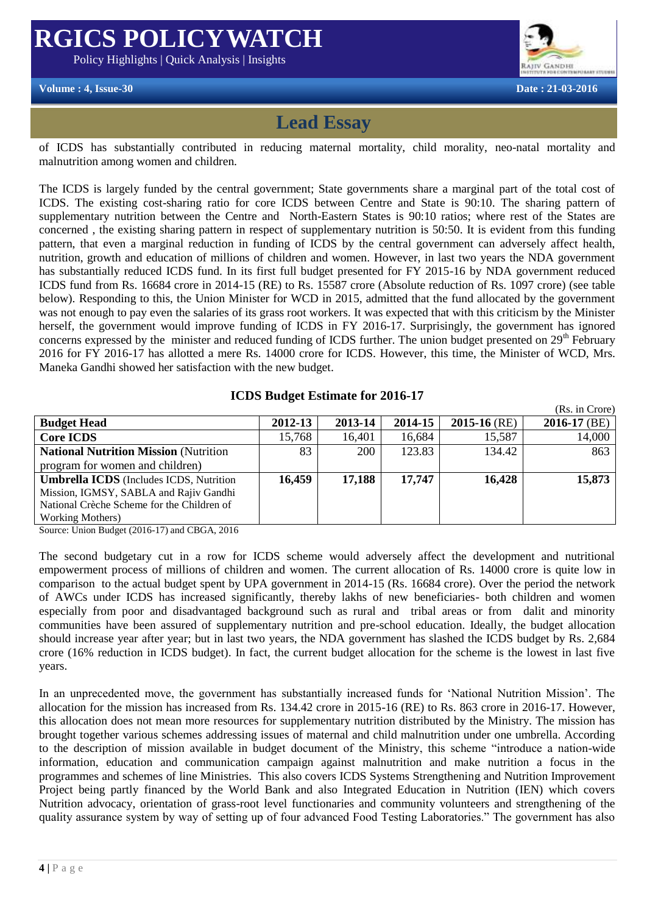## Lead Essay

of ICDS has substantially contributed in reducing maternal mortality, child morality, neo-natal mortality and malnutrition among women and children.

The ICDS is largely funded by the central government; State governments share a marginal part of the total cost of ICDS. The existing cost-sharing ratio for core ICDS between Centre and State is 90:10. The sharing pattern of supplementary nutrition between the Centre and North-Eastern States is 90:10 ratios; where rest of the States are concerned , the existing sharing pattern in respect of supplementary nutrition is 50:50. It is evident from this funding pattern, that even a marginal reduction in funding of ICDS by the central government can adversely affect health, nutrition, growth and education of millions of children and women. However, in last two years the NDA government has substantially reduced ICDS fund. In its first full budget presented for FY 2015-16 by NDA government reduced ICDS fund from Rs. 16684 crore in 2014-15 (RE) to Rs. 15587 crore (Absolute reduction of Rs. 1097 crore) (see table below). Responding to this, the Union Minister for WCD in 2015, admitted that the fund allocated by the government was not enough to pay even the salaries of its grass root workers. It was expected that with this criticism by the Minister herself, the government would improve funding of ICDS in FY 2016-17. Surprisingly, the government has ignored concerns expressed by the minister and reduced funding of ICDS further. The union budget presented on 29th February 2016 for FY 2016-17 has allotted a mere Rs. 14000 crore for ICDS. However, this time, the Minister of WCD, Mrs. Maneka Gandhi showed her satisfaction with the new budget.

**ICDS Budget Estimate for 2016-17**

(Rs. in Crore)

| Budget Head | 2012-13 | 2013-14 | 2014-15 | 2015-16 (RE) | 2016-17 (BE) |
|---|---|---|---|---|---|
| **Core ICDS** | 15,768 | 16,401 | 16,684 | 15,587 | 14,000 |
| **National Nutrition Mission** (Nutrition program for women and children) | 83 | 200 | 123.83 | 134.42 | 863 |
| **Umbrella ICDS** (Includes ICDS, Nutrition Mission, IGMSY, SABLA and Rajiv Gandhi National Crèche Scheme for the Children of Working Mothers) | **16,459** | **17,188** | **17,747** | **16,428** | **15,873** |

Source: Union Budget (2016-17) and CBGA, 2016

The second budgetary cut in a row for ICDS scheme would adversely affect the development and nutritional empowerment process of millions of children and women. The current allocation of Rs. 14000 crore is quite low in comparison to the actual budget spent by UPA government in 2014-15 (Rs. 16684 crore). Over the period the network of AWCs under ICDS has increased significantly, thereby lakhs of new beneficiaries- both children and women especially from poor and disadvantaged background such as rural and tribal areas or from dalit and minority communities have been assured of supplementary nutrition and pre-school education. Ideally, the budget allocation should increase year after year; but in last two years, the NDA government has slashed the ICDS budget by Rs. 2,684 crore (16% reduction in ICDS budget). In fact, the current budget allocation for the scheme is the lowest in last five years.

In an unprecedented move, the government has substantially increased funds for 'National Nutrition Mission'. The allocation for the mission has increased from Rs. 134.42 crore in 2015-16 (RE) to Rs. 863 crore in 2016-17. However, this allocation does not mean more resources for supplementary nutrition distributed by the Ministry. The mission has brought together various schemes addressing issues of maternal and child malnutrition under one umbrella. According to the description of mission available in budget document of the Ministry, this scheme "introduce a nation-wide information, education and communication campaign against malnutrition and make nutrition a focus in the programmes and schemes of line Ministries. This also covers ICDS Systems Strengthening and Nutrition Improvement Project being partly financed by the World Bank and also Integrated Education in Nutrition (IEN) which covers Nutrition advocacy, orientation of grass-root level functionaries and community volunteers and strengthening of the quality assurance system by way of setting up of four advanced Food Testing Laboratories." The government has also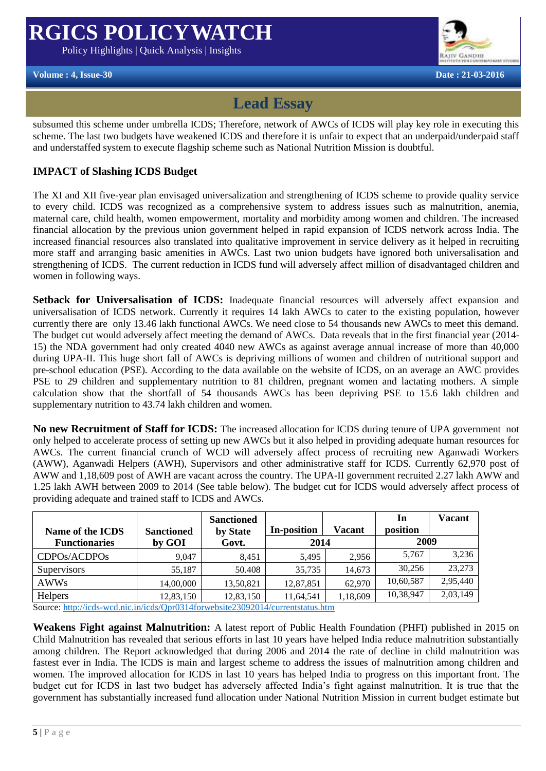## Lead Essay

subsumed this scheme under umbrella ICDS; Therefore, network of AWCs of ICDS will play key role in executing this scheme. The last two budgets have weakened ICDS and therefore it is unfair to expect that an underpaid/underpaid staff and understaffed system to execute flagship scheme such as National Nutrition Mission is doubtful.

### IMPACT of Slashing ICDS Budget

The XI and XII five-year plan envisaged universalization and strengthening of ICDS scheme to provide quality service to every child. ICDS was recognized as a comprehensive system to address issues such as malnutrition, anemia, maternal care, child health, women empowerment, mortality and morbidity among women and children. The increased financial allocation by the previous union government helped in rapid expansion of ICDS network across India. The increased financial resources also translated into qualitative improvement in service delivery as it helped in recruiting more staff and arranging basic amenities in AWCs. Last two union budgets have ignored both universalisation and strengthening of ICDS. The current reduction in ICDS fund will adversely affect million of disadvantaged children and women in following ways.

**Setback for Universalisation of ICDS:** Inadequate financial resources will adversely affect expansion and universalisation of ICDS network. Currently it requires 14 lakh AWCs to cater to the existing population, however currently there are only 13.46 lakh functional AWCs. We need close to 54 thousands new AWCs to meet this demand. The budget cut would adversely affect meeting the demand of AWCs. Data reveals that in the first financial year (2014-15) the NDA government had only created 4040 new AWCs as against average annual increase of more than 40,000 during UPA-II. This huge short fall of AWCs is depriving millions of women and children of nutritional support and pre-school education (PSE). According to the data available on the website of ICDS, on an average an AWC provides PSE to 29 children and supplementary nutrition to 81 children, pregnant women and lactating mothers. A simple calculation show that the shortfall of 54 thousands AWCs has been depriving PSE to 15.6 lakh children and supplementary nutrition to 43.74 lakh children and women.

**No new Recruitment of Staff for ICDS:** The increased allocation for ICDS during tenure of UPA government not only helped to accelerate process of setting up new AWCs but it also helped in providing adequate human resources for AWCs. The current financial crunch of WCD will adversely affect process of recruiting new Aganwadi Workers (AWW), Aganwadi Helpers (AWH), Supervisors and other administrative staff for ICDS. Currently 62,970 post of AWW and 1,18,609 post of AWH are vacant across the country. The UPA-II government recruited 2.27 lakh AWW and 1.25 lakh AWH between 2009 to 2014 (See table below). The budget cut for ICDS would adversely affect process of providing adequate and trained staff to ICDS and AWCs.

| Name of the ICDS Functionaries | Sanctioned by GOI | Sanctioned by State Govt. | In-position | Vacant | In position | Vacant |
|---|---|---|---|---|---|---|
| | | | 2014 | | 2009 | |
| CDPOs/ACDPOs | 9,047 | 8,451 | 5,495 | 2,956 | 5,767 | 3,236 |
| Supervisors | 55,187 | 50.408 | 35,735 | 14,673 | 30,256 | 23,273 |
| AWWs | 14,00,000 | 13,50,821 | 12,87,851 | 62,970 | 10,60,587 | 2,95,440 |
| Helpers | 12,83,150 | 12,83,150 | 11,64,541 | 1,18,609 | 10,38,947 | 2,03,149 |

Source: http://icds-wcd.nic.in/icds/Qpr0314forwebsite23092014/currentstatus.htm

**Weakens Fight against Malnutrition:** A latest report of Public Health Foundation (PHFI) published in 2015 on Child Malnutrition has revealed that serious efforts in last 10 years have helped India reduce malnutrition substantially among children. The Report acknowledged that during 2006 and 2014 the rate of decline in child malnutrition was fastest ever in India. The ICDS is main and largest scheme to address the issues of malnutrition among children and women. The improved allocation for ICDS in last 10 years has helped India to progress on this important front. The budget cut for ICDS in last two budget has adversely affected India's fight against malnutrition. It is true that the government has substantially increased fund allocation under National Nutrition Mission in current budget estimate but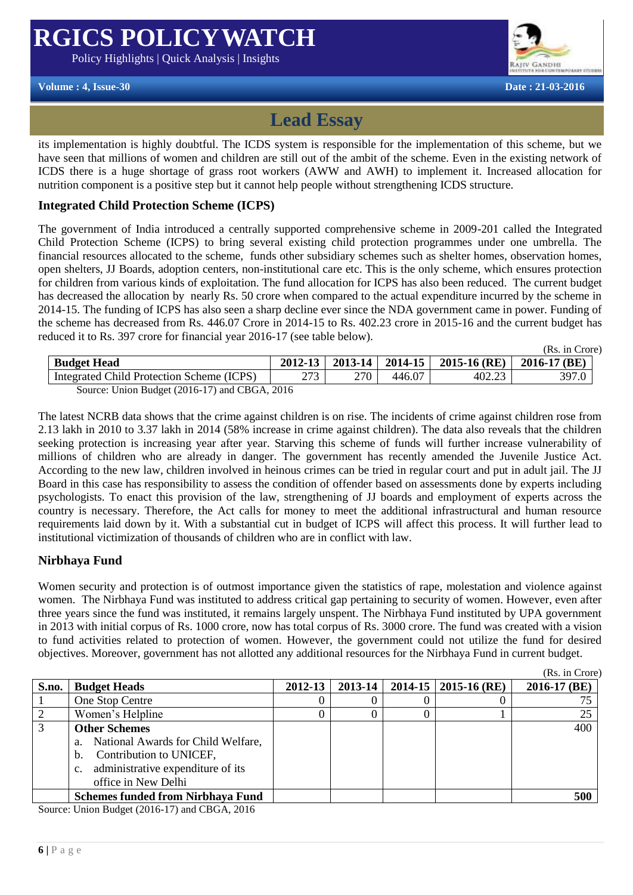## Lead Essay

its implementation is highly doubtful. The ICDS system is responsible for the implementation of this scheme, but we have seen that millions of women and children are still out of the ambit of the scheme. Even in the existing network of ICDS there is a huge shortage of grass root workers (AWW and AWH) to implement it. Increased allocation for nutrition component is a positive step but it cannot help people without strengthening ICDS structure.

### Integrated Child Protection Scheme (ICPS)

The government of India introduced a centrally supported comprehensive scheme in 2009-201 called the Integrated Child Protection Scheme (ICPS) to bring several existing child protection programmes under one umbrella. The financial resources allocated to the scheme, funds other subsidiary schemes such as shelter homes, observation homes, open shelters, JJ Boards, adoption centers, non-institutional care etc. This is the only scheme, which ensures protection for children from various kinds of exploitation. The fund allocation for ICPS has also been reduced. The current budget has decreased the allocation by nearly Rs. 50 crore when compared to the actual expenditure incurred by the scheme in 2014-15. The funding of ICPS has also seen a sharp decline ever since the NDA government came in power. Funding of the scheme has decreased from Rs. 446.07 Crore in 2014-15 to Rs. 402.23 crore in 2015-16 and the current budget has reduced it to Rs. 397 crore for financial year 2016-17 (see table below).

(Rs. in Crore)

| Budget Head | 2012-13 | 2013-14 | 2014-15 | 2015-16 (RE) | 2016-17 (BE) |
|---|---|---|---|---|---|
| Integrated Child Protection Scheme (ICPS) | 273 | 270 | 446.07 | 402.23 | 397.0 |

Source: Union Budget (2016-17) and CBGA, 2016

The latest NCRB data shows that the crime against children is on rise. The incidents of crime against children rose from 2.13 lakh in 2010 to 3.37 lakh in 2014 (58% increase in crime against children). The data also reveals that the children seeking protection is increasing year after year. Starving this scheme of funds will further increase vulnerability of millions of children who are already in danger. The government has recently amended the Juvenile Justice Act. According to the new law, children involved in heinous crimes can be tried in regular court and put in adult jail. The JJ Board in this case has responsibility to assess the condition of offender based on assessments done by experts including psychologists. To enact this provision of the law, strengthening of JJ boards and employment of experts across the country is necessary. Therefore, the Act calls for money to meet the additional infrastructural and human resource requirements laid down by it. With a substantial cut in budget of ICPS will affect this process. It will further lead to institutional victimization of thousands of children who are in conflict with law.

### Nirbhaya Fund

Women security and protection is of outmost importance given the statistics of rape, molestation and violence against women. The Nirbhaya Fund was instituted to address critical gap pertaining to security of women. However, even after three years since the fund was instituted, it remains largely unspent. The Nirbhaya Fund instituted by UPA government in 2013 with initial corpus of Rs. 1000 crore, now has total corpus of Rs. 3000 crore. The fund was created with a vision to fund activities related to protection of women. However, the government could not utilize the fund for desired objectives. Moreover, government has not allotted any additional resources for the Nirbhaya Fund in current budget.

(Rs. in Crore)

| S.no. | Budget Heads | 2012-13 | 2013-14 | 2014-15 | 2015-16 (RE) | 2016-17 (BE) |
|---|---|---|---|---|---|---|
| 1 | One Stop Centre | 0 | 0 | 0 | 0 | 75 |
| 2 | Women's Helpline | 0 | 0 | 0 | 1 | 25 |
| 3 | **Other Schemes**<br>a. National Awards for Child Welfare,<br>b. Contribution to UNICEF,<br>c. administrative expenditure of its office in New Delhi | | | | | 400 |
| | **Schemes funded from Nirbhaya Fund** | | | | | **500** |

Source: Union Budget (2016-17) and CBGA, 2016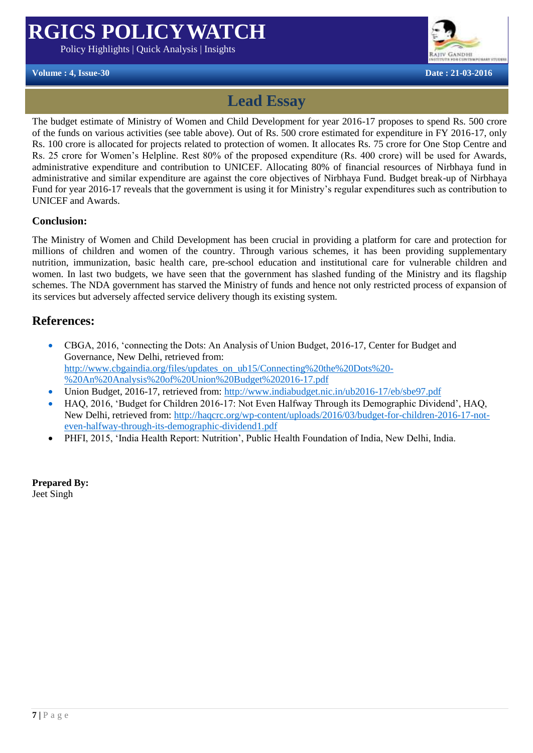## Lead Essay

The budget estimate of Ministry of Women and Child Development for year 2016-17 proposes to spend Rs. 500 crore of the funds on various activities (see table above). Out of Rs. 500 crore estimated for expenditure in FY 2016-17, only Rs. 100 crore is allocated for projects related to protection of women. It allocates Rs. 75 crore for One Stop Centre and Rs. 25 crore for Women's Helpline. Rest 80% of the proposed expenditure (Rs. 400 crore) will be used for Awards, administrative expenditure and contribution to UNICEF. Allocating 80% of financial resources of Nirbhaya fund in administrative and similar expenditure are against the core objectives of Nirbhaya Fund. Budget break-up of Nirbhaya Fund for year 2016-17 reveals that the government is using it for Ministry's regular expenditures such as contribution to UNICEF and Awards.

### Conclusion:

The Ministry of Women and Child Development has been crucial in providing a platform for care and protection for millions of children and women of the country. Through various schemes, it has been providing supplementary nutrition, immunization, basic health care, pre-school education and institutional care for vulnerable children and women. In last two budgets, we have seen that the government has slashed funding of the Ministry and its flagship schemes. The NDA government has starved the Ministry of funds and hence not only restricted process of expansion of its services but adversely affected service delivery though its existing system.

## References:

- CBGA, 2016, 'connecting the Dots: An Analysis of Union Budget, 2016-17, Center for Budget and Governance, New Delhi, retrieved from: http://www.cbgaindia.org/files/updates_on_ub15/Connecting%20the%20Dots%20-%20An%20Analysis%20of%20Union%20Budget%202016-17.pdf
- Union Budget, 2016-17, retrieved from: http://www.indiabudget.nic.in/ub2016-17/eb/sbe97.pdf
- HAQ, 2016, 'Budget for Children 2016-17: Not Even Halfway Through its Demographic Dividend', HAQ, New Delhi, retrieved from: http://haqcrc.org/wp-content/uploads/2016/03/budget-for-children-2016-17-not-even-halfway-through-its-demographic-dividend1.pdf
- PHFI, 2015, 'India Health Report: Nutrition', Public Health Foundation of India, New Delhi, India.

**Prepared By:**
Jeet Singh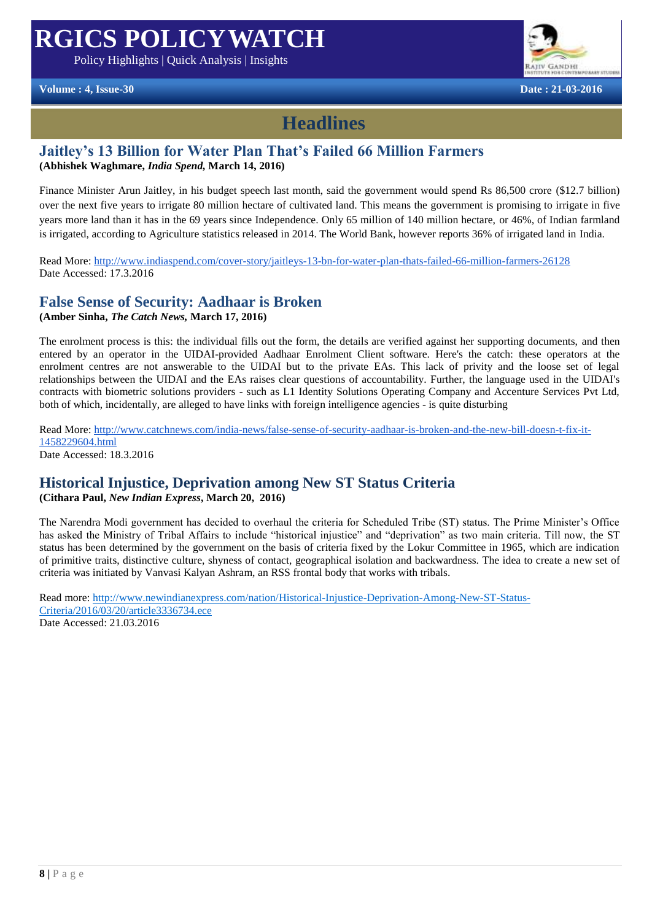# Headlines

## Jaitley's 13 Billion for Water Plan That's Failed 66 Million Farmers

**(Abhishek Waghmare, *India Spend,* March 14, 2016)**

Finance Minister Arun Jaitley, in his budget speech last month, said the government would spend Rs 86,500 crore ($12.7 billion) over the next five years to irrigate 80 million hectare of cultivated land. This means the government is promising to irrigate in five years more land than it has in the 69 years since Independence. Only 65 million of 140 million hectare, or 46%, of Indian farmland is irrigated, according to Agriculture statistics released in 2014. The World Bank, however reports 36% of irrigated land in India.

Read More: http://www.indiaspend.com/cover-story/jaitleys-13-bn-for-water-plan-thats-failed-66-million-farmers-26128
Date Accessed: 17.3.2016

## False Sense of Security: Aadhaar is Broken

**(Amber Sinha, *The Catch News,* March 17, 2016)**

The enrolment process is this: the individual fills out the form, the details are verified against her supporting documents, and then entered by an operator in the UIDAI-provided Aadhaar Enrolment Client software. Here's the catch: these operators at the enrolment centres are not answerable to the UIDAI but to the private EAs. This lack of privity and the loose set of legal relationships between the UIDAI and the EAs raises clear questions of accountability. Further, the language used in the UIDAI's contracts with biometric solutions providers - such as L1 Identity Solutions Operating Company and Accenture Services Pvt Ltd, both of which, incidentally, are alleged to have links with foreign intelligence agencies - is quite disturbing

Read More: http://www.catchnews.com/india-news/false-sense-of-security-aadhaar-is-broken-and-the-new-bill-doesn-t-fix-it-1458229604.html
Date Accessed: 18.3.2016

## Historical Injustice, Deprivation among New ST Status Criteria

**(Cithara Paul, *New Indian Express*, March 20, 2016)**

The Narendra Modi government has decided to overhaul the criteria for Scheduled Tribe (ST) status. The Prime Minister's Office has asked the Ministry of Tribal Affairs to include "historical injustice" and "deprivation" as two main criteria. Till now, the ST status has been determined by the government on the basis of criteria fixed by the Lokur Committee in 1965, which are indication of primitive traits, distinctive culture, shyness of contact, geographical isolation and backwardness. The idea to create a new set of criteria was initiated by Vanvasi Kalyan Ashram, an RSS frontal body that works with tribals.

Read more: http://www.newindianexpress.com/nation/Historical-Injustice-Deprivation-Among-New-ST-Status-Criteria/2016/03/20/article3336734.ece
Date Accessed: 21.03.2016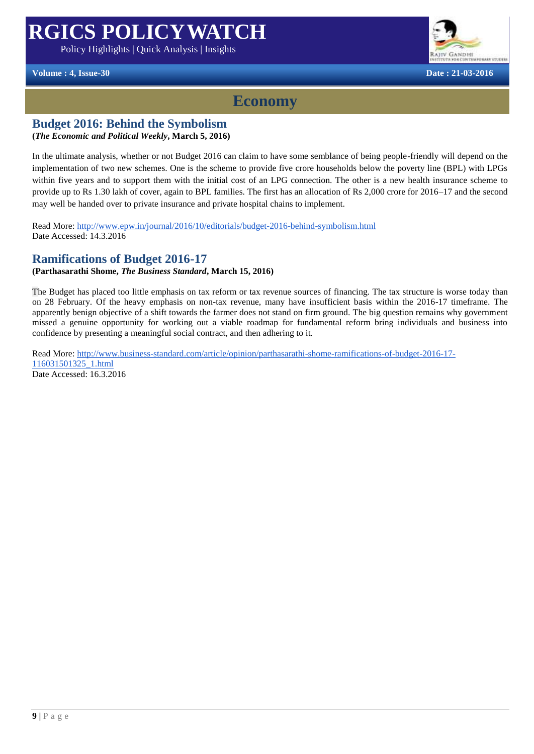# Economy

## Budget 2016: Behind the Symbolism

**(*The Economic and Political Weekly*, March 5, 2016)**

In the ultimate analysis, whether or not Budget 2016 can claim to have some semblance of being people-friendly will depend on the implementation of two new schemes. One is the scheme to provide five crore households below the poverty line (BPL) with LPGs within five years and to support them with the initial cost of an LPG connection. The other is a new health insurance scheme to provide up to Rs 1.30 lakh of cover, again to BPL families. The first has an allocation of Rs 2,000 crore for 2016–17 and the second may well be handed over to private insurance and private hospital chains to implement.

Read More: http://www.epw.in/journal/2016/10/editorials/budget-2016-behind-symbolism.html
Date Accessed: 14.3.2016

## Ramifications of Budget 2016-17

**(Parthasarathi Shome, *The Business Standard*, March 15, 2016)**

The Budget has placed too little emphasis on tax reform or tax revenue sources of financing. The tax structure is worse today than on 28 February. Of the heavy emphasis on non-tax revenue, many have insufficient basis within the 2016-17 timeframe. The apparently benign objective of a shift towards the farmer does not stand on firm ground. The big question remains why government missed a genuine opportunity for working out a viable roadmap for fundamental reform bring individuals and business into confidence by presenting a meaningful social contract, and then adhering to it.

Read More: http://www.business-standard.com/article/opinion/parthasarathi-shome-ramifications-of-budget-2016-17-116031501325_1.html
Date Accessed: 16.3.2016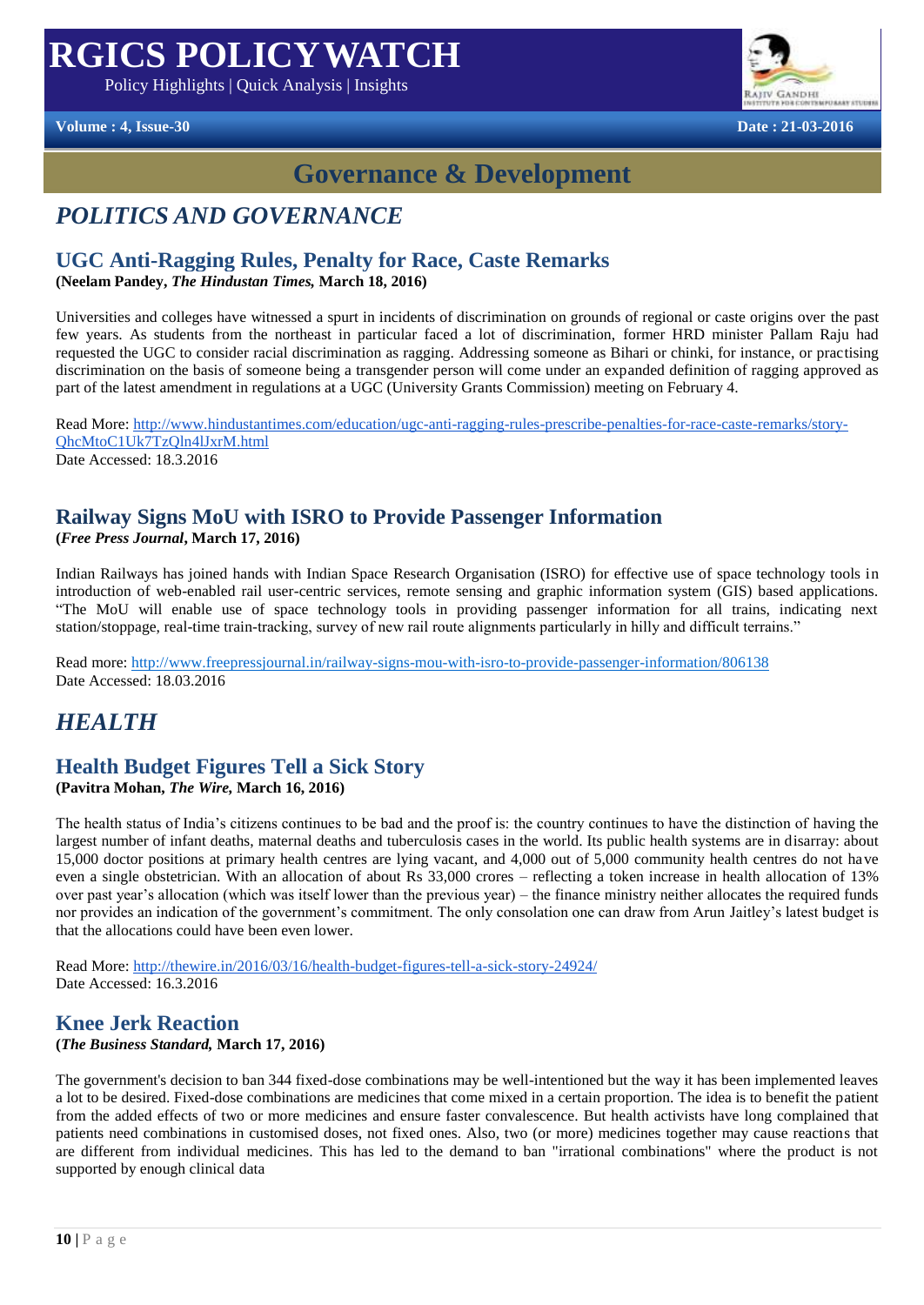# Governance & Development

## POLITICS AND GOVERNANCE

### UGC Anti-Ragging Rules, Penalty for Race, Caste Remarks

**(Neelam Pandey, *The Hindustan Times,* March 18, 2016)**

Universities and colleges have witnessed a spurt in incidents of discrimination on grounds of regional or caste origins over the past few years. As students from the northeast in particular faced a lot of discrimination, former HRD minister Pallam Raju had requested the UGC to consider racial discrimination as ragging. Addressing someone as Bihari or chinki, for instance, or practising discrimination on the basis of someone being a transgender person will come under an expanded definition of ragging approved as part of the latest amendment in regulations at a UGC (University Grants Commission) meeting on February 4.

Read More: http://www.hindustantimes.com/education/ugc-anti-ragging-rules-prescribe-penalties-for-race-caste-remarks/story-QhcMtoC1Uk7TzQln4lJxrM.html
Date Accessed: 18.3.2016

### Railway Signs MoU with ISRO to Provide Passenger Information

**(*Free Press Journal*, March 17, 2016)**

Indian Railways has joined hands with Indian Space Research Organisation (ISRO) for effective use of space technology tools in introduction of web-enabled rail user-centric services, remote sensing and graphic information system (GIS) based applications. "The MoU will enable use of space technology tools in providing passenger information for all trains, indicating next station/stoppage, real-time train-tracking, survey of new rail route alignments particularly in hilly and difficult terrains."

Read more: http://www.freepressjournal.in/railway-signs-mou-with-isro-to-provide-passenger-information/806138
Date Accessed: 18.03.2016

## HEALTH

### Health Budget Figures Tell a Sick Story

**(Pavitra Mohan, *The Wire,* March 16, 2016)**

The health status of India's citizens continues to be bad and the proof is: the country continues to have the distinction of having the largest number of infant deaths, maternal deaths and tuberculosis cases in the world. Its public health systems are in disarray: about 15,000 doctor positions at primary health centres are lying vacant, and 4,000 out of 5,000 community health centres do not have even a single obstetrician. With an allocation of about Rs 33,000 crores – reflecting a token increase in health allocation of 13% over past year's allocation (which was itself lower than the previous year) – the finance ministry neither allocates the required funds nor provides an indication of the government's commitment. The only consolation one can draw from Arun Jaitley's latest budget is that the allocations could have been even lower.

Read More: http://thewire.in/2016/03/16/health-budget-figures-tell-a-sick-story-24924/
Date Accessed: 16.3.2016

### Knee Jerk Reaction

**(*The Business Standard,* March 17, 2016)**

The government's decision to ban 344 fixed-dose combinations may be well-intentioned but the way it has been implemented leaves a lot to be desired. Fixed-dose combinations are medicines that come mixed in a certain proportion. The idea is to benefit the patient from the added effects of two or more medicines and ensure faster convalescence. But health activists have long complained that patients need combinations in customised doses, not fixed ones. Also, two (or more) medicines together may cause reactions that are different from individual medicines. This has led to the demand to ban "irrational combinations" where the product is not supported by enough clinical data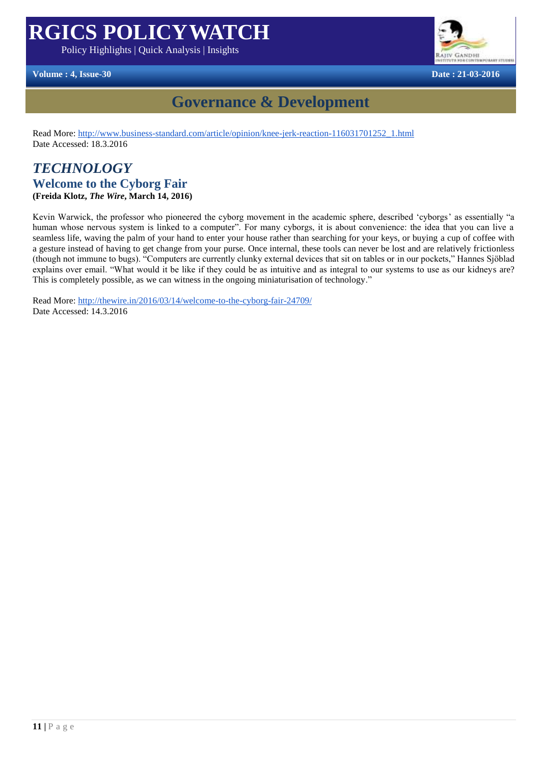## Governance & Development

Read More: http://www.business-standard.com/article/opinion/knee-jerk-reaction-116031701252_1.html
Date Accessed: 18.3.2016

# *TECHNOLOGY*

## Welcome to the Cyborg Fair

**(Freida Klotz, *The Wire*, March 14, 2016)**

Kevin Warwick, the professor who pioneered the cyborg movement in the academic sphere, described 'cyborgs' as essentially "a human whose nervous system is linked to a computer". For many cyborgs, it is about convenience: the idea that you can live a seamless life, waving the palm of your hand to enter your house rather than searching for your keys, or buying a cup of coffee with a gesture instead of having to get change from your purse. Once internal, these tools can never be lost and are relatively frictionless (though not immune to bugs). "Computers are currently clunky external devices that sit on tables or in our pockets," Hannes Sjöblad explains over email. "What would it be like if they could be as intuitive and as integral to our systems to use as our kidneys are? This is completely possible, as we can witness in the ongoing miniaturisation of technology."

Read More: http://thewire.in/2016/03/14/welcome-to-the-cyborg-fair-24709/
Date Accessed: 14.3.2016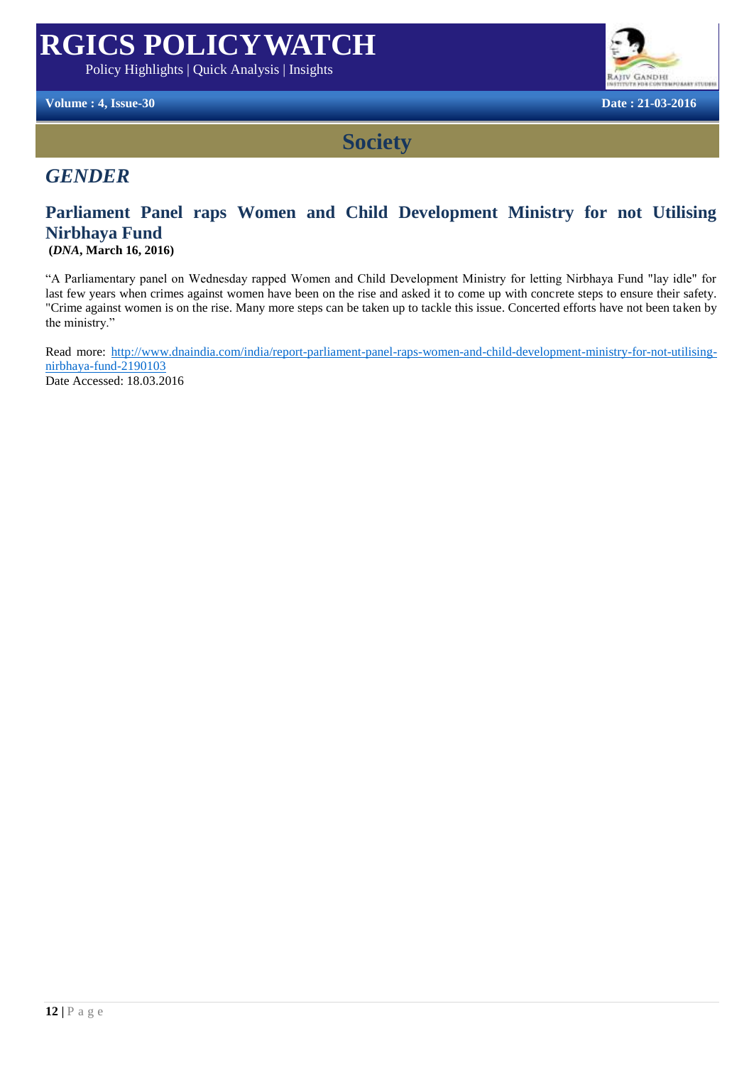# Society

## *GENDER*

### Parliament Panel raps Women and Child Development Ministry for not Utilising Nirbhaya Fund

**(*DNA*, March 16, 2016)**

"A Parliamentary panel on Wednesday rapped Women and Child Development Ministry for letting Nirbhaya Fund "lay idle" for last few years when crimes against women have been on the rise and asked it to come up with concrete steps to ensure their safety. "Crime against women is on the rise. Many more steps can be taken up to tackle this issue. Concerted efforts have not been taken by the ministry."

Read more: http://www.dnaindia.com/india/report-parliament-panel-raps-women-and-child-development-ministry-for-not-utilising-nirbhaya-fund-2190103
Date Accessed: 18.03.2016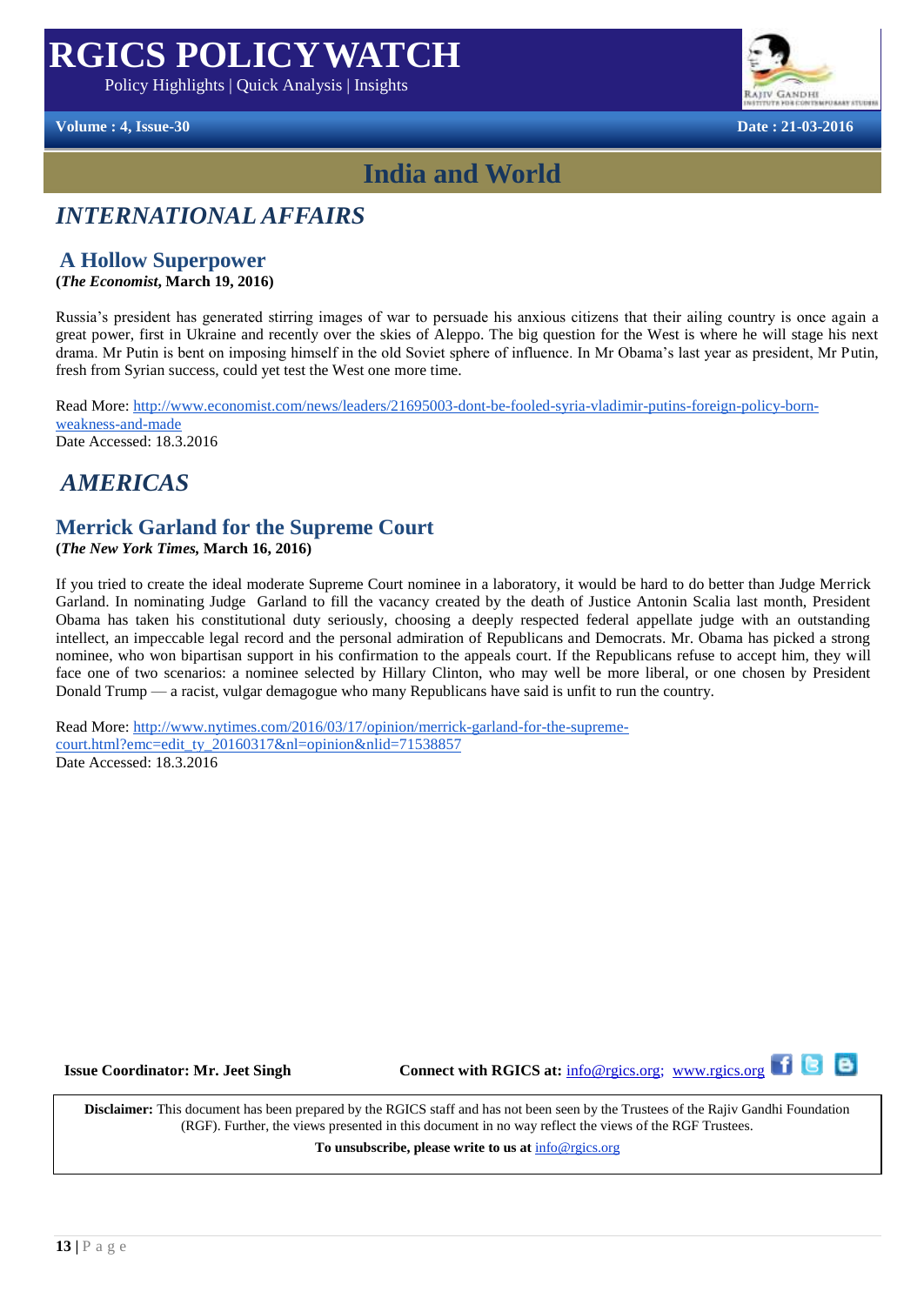# India and World

## *INTERNATIONAL AFFAIRS*

### A Hollow Superpower

**(*The Economist*, March 19, 2016)**

Russia's president has generated stirring images of war to persuade his anxious citizens that their ailing country is once again a great power, first in Ukraine and recently over the skies of Aleppo. The big question for the West is where he will stage his next drama. Mr Putin is bent on imposing himself in the old Soviet sphere of influence. In Mr Obama's last year as president, Mr Putin, fresh from Syrian success, could yet test the West one more time.

Read More: http://www.economist.com/news/leaders/21695003-dont-be-fooled-syria-vladimir-putins-foreign-policy-born-weakness-and-made
Date Accessed: 18.3.2016

## *AMERICAS*

### Merrick Garland for the Supreme Court

**(*The New York Times*, March 16, 2016)**

If you tried to create the ideal moderate Supreme Court nominee in a laboratory, it would be hard to do better than Judge Merrick Garland. In nominating Judge Garland to fill the vacancy created by the death of Justice Antonin Scalia last month, President Obama has taken his constitutional duty seriously, choosing a deeply respected federal appellate judge with an outstanding intellect, an impeccable legal record and the personal admiration of Republicans and Democrats. Mr. Obama has picked a strong nominee, who won bipartisan support in his confirmation to the appeals court. If the Republicans refuse to accept him, they will face one of two scenarios: a nominee selected by Hillary Clinton, who may well be more liberal, or one chosen by President Donald Trump — a racist, vulgar demagogue who many Republicans have said is unfit to run the country.

Read More: http://www.nytimes.com/2016/03/17/opinion/merrick-garland-for-the-supreme-court.html?emc=edit_ty_20160317&nl=opinion&nlid=71538857
Date Accessed: 18.3.2016

**Issue Coordinator: Mr. Jeet Singh**

**Connect with RGICS at:** info@rgics.org; www.rgics.org

**Disclaimer:** This document has been prepared by the RGICS staff and has not been seen by the Trustees of the Rajiv Gandhi Foundation (RGF). Further, the views presented in this document in no way reflect the views of the RGF Trustees.

**To unsubscribe, please write to us at** info@rgics.org